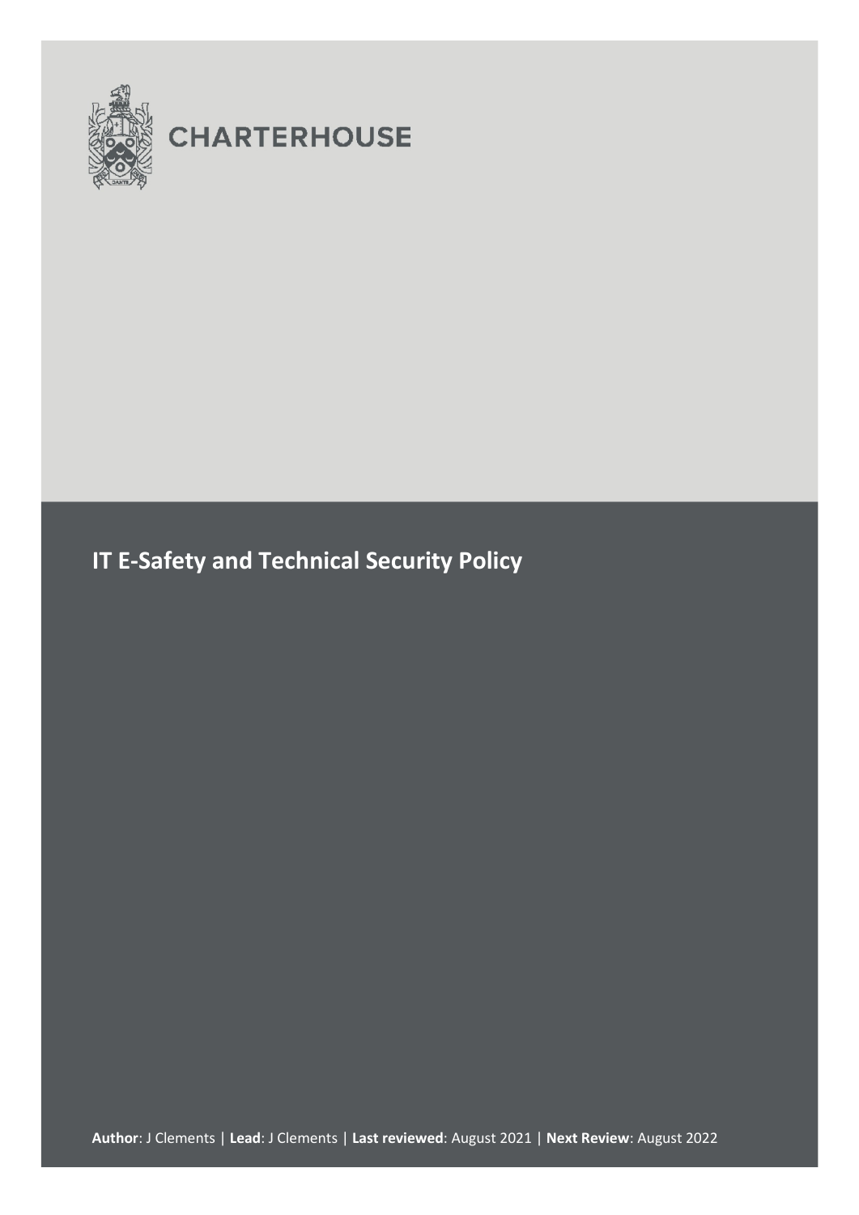CHARTERHOUSE

# IT E-Safety and Technical Security Policy

**Author**: J Clements | **Lead**: J Clements | **Last reviewed**: August 2021 | **Next Review**: August 2022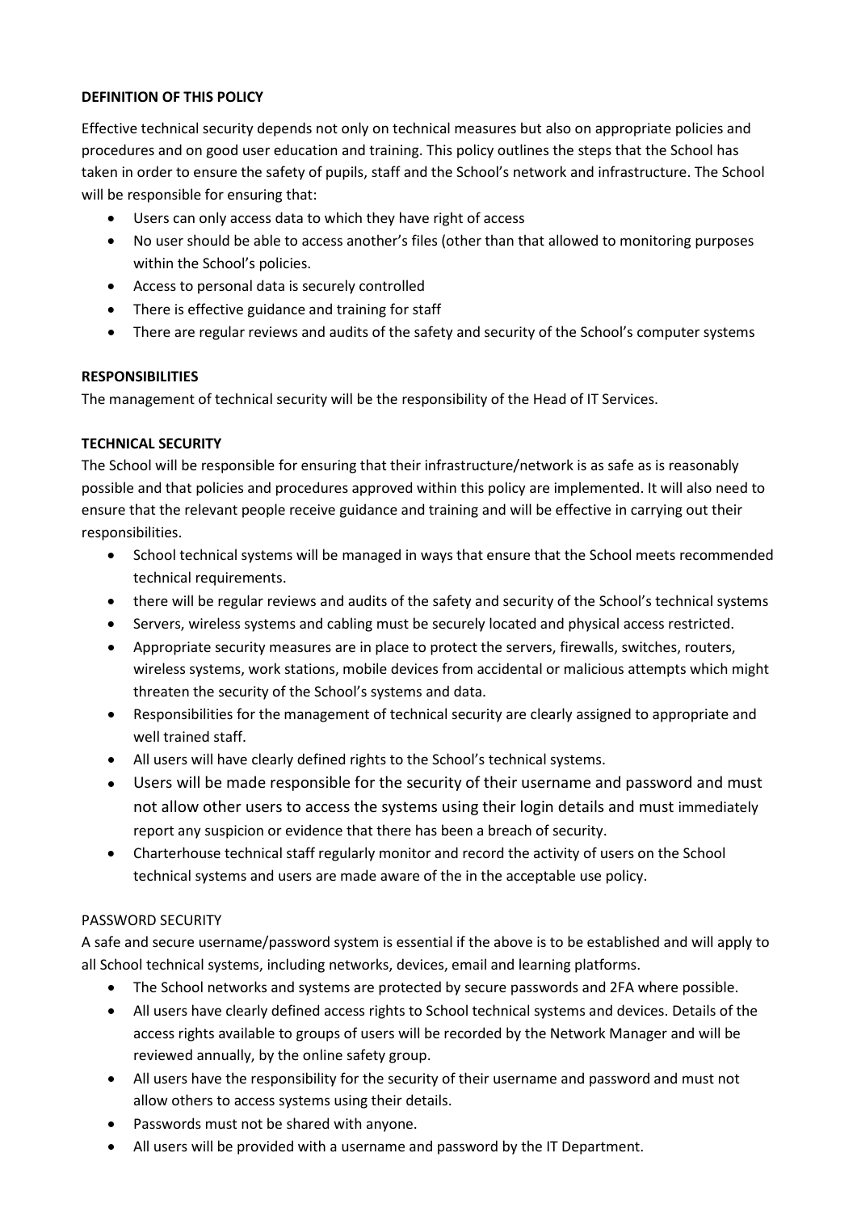**DEFINITION OF THIS POLICY**

Effective technical security depends not only on technical measures but also on appropriate policies and procedures and on good user education and training. This policy outlines the steps that the School has taken in order to ensure the safety of pupils, staff and the School's network and infrastructure. The School will be responsible for ensuring that:

- Users can only access data to which they have right of access
- No user should be able to access another's files (other than that allowed to monitoring purposes within the School's policies.
- Access to personal data is securely controlled
- There is effective guidance and training for staff
- There are regular reviews and audits of the safety and security of the School's computer systems

**RESPONSIBILITIES**

The management of technical security will be the responsibility of the Head of IT Services.

**TECHNICAL SECURITY**

The School will be responsible for ensuring that their infrastructure/network is as safe as is reasonably possible and that policies and procedures approved within this policy are implemented. It will also need to ensure that the relevant people receive guidance and training and will be effective in carrying out their responsibilities.

- School technical systems will be managed in ways that ensure that the School meets recommended technical requirements.
- there will be regular reviews and audits of the safety and security of the School's technical systems
- Servers, wireless systems and cabling must be securely located and physical access restricted.
- Appropriate security measures are in place to protect the servers, firewalls, switches, routers, wireless systems, work stations, mobile devices from accidental or malicious attempts which might threaten the security of the School's systems and data.
- Responsibilities for the management of technical security are clearly assigned to appropriate and well trained staff.
- All users will have clearly defined rights to the School's technical systems.
- Users will be made responsible for the security of their username and password and must not allow other users to access the systems using their login details and must immediately report any suspicion or evidence that there has been a breach of security.
- Charterhouse technical staff regularly monitor and record the activity of users on the School technical systems and users are made aware of the in the acceptable use policy.

PASSWORD SECURITY

A safe and secure username/password system is essential if the above is to be established and will apply to all School technical systems, including networks, devices, email and learning platforms.

- The School networks and systems are protected by secure passwords and 2FA where possible.
- All users have clearly defined access rights to School technical systems and devices. Details of the access rights available to groups of users will be recorded by the Network Manager and will be reviewed annually, by the online safety group.
- All users have the responsibility for the security of their username and password and must not allow others to access systems using their details.
- Passwords must not be shared with anyone.
- All users will be provided with a username and password by the IT Department.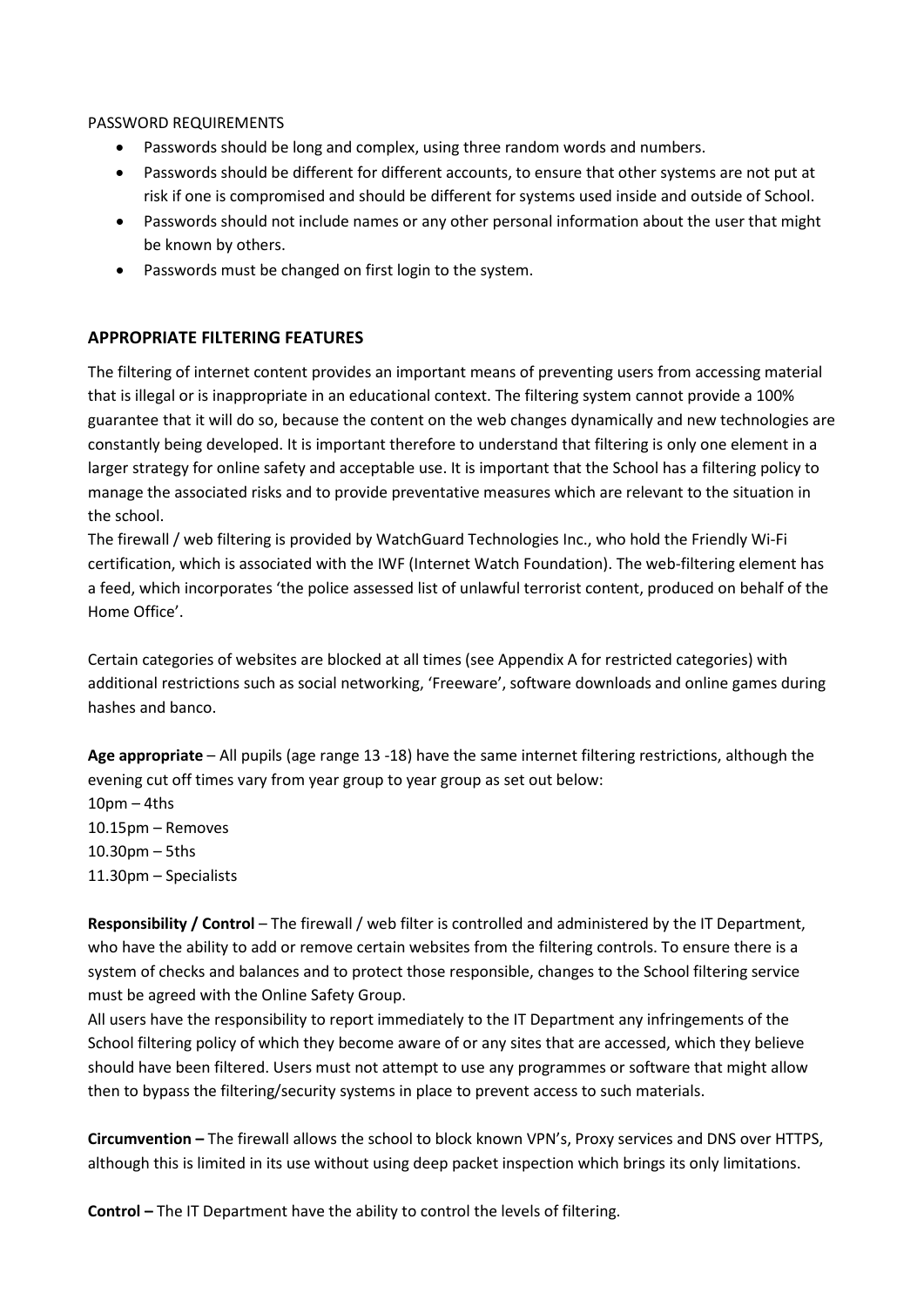PASSWORD REQUIREMENTS

- Passwords should be long and complex, using three random words and numbers.
- Passwords should be different for different accounts, to ensure that other systems are not put at risk if one is compromised and should be different for systems used inside and outside of School.
- Passwords should not include names or any other personal information about the user that might be known by others.
- Passwords must be changed on first login to the system.

## APPROPRIATE FILTERING FEATURES

The filtering of internet content provides an important means of preventing users from accessing material that is illegal or is inappropriate in an educational context. The filtering system cannot provide a 100% guarantee that it will do so, because the content on the web changes dynamically and new technologies are constantly being developed. It is important therefore to understand that filtering is only one element in a larger strategy for online safety and acceptable use. It is important that the School has a filtering policy to manage the associated risks and to provide preventative measures which are relevant to the situation in the school.

The firewall / web filtering is provided by WatchGuard Technologies Inc., who hold the Friendly Wi-Fi certification, which is associated with the IWF (Internet Watch Foundation). The web-filtering element has a feed, which incorporates 'the police assessed list of unlawful terrorist content, produced on behalf of the Home Office'.

Certain categories of websites are blocked at all times (see Appendix A for restricted categories) with additional restrictions such as social networking, 'Freeware', software downloads and online games during hashes and banco.

**Age appropriate** – All pupils (age range 13 -18) have the same internet filtering restrictions, although the evening cut off times vary from year group to year group as set out below:

10pm – 4ths
10.15pm – Removes
10.30pm – 5ths
11.30pm – Specialists

**Responsibility / Control** – The firewall / web filter is controlled and administered by the IT Department, who have the ability to add or remove certain websites from the filtering controls. To ensure there is a system of checks and balances and to protect those responsible, changes to the School filtering service must be agreed with the Online Safety Group.

All users have the responsibility to report immediately to the IT Department any infringements of the School filtering policy of which they become aware of or any sites that are accessed, which they believe should have been filtered. Users must not attempt to use any programmes or software that might allow then to bypass the filtering/security systems in place to prevent access to such materials.

**Circumvention –** The firewall allows the school to block known VPN's, Proxy services and DNS over HTTPS, although this is limited in its use without using deep packet inspection which brings its only limitations.

**Control –** The IT Department have the ability to control the levels of filtering.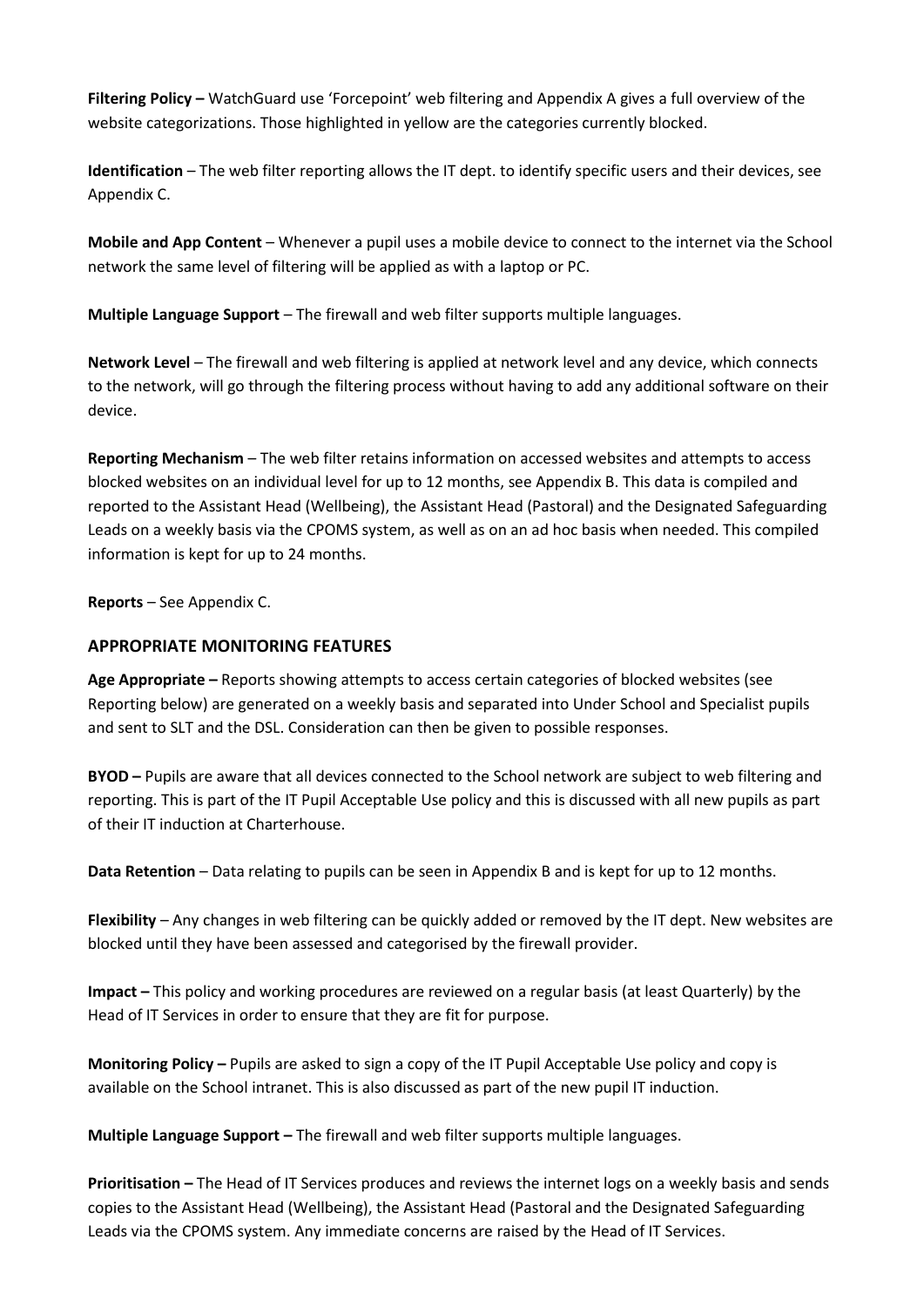**Filtering Policy –** WatchGuard use 'Forcepoint' web filtering and Appendix A gives a full overview of the website categorizations. Those highlighted in yellow are the categories currently blocked.

**Identification** – The web filter reporting allows the IT dept. to identify specific users and their devices, see Appendix C.

**Mobile and App Content** – Whenever a pupil uses a mobile device to connect to the internet via the School network the same level of filtering will be applied as with a laptop or PC.

**Multiple Language Support** – The firewall and web filter supports multiple languages.

**Network Level** – The firewall and web filtering is applied at network level and any device, which connects to the network, will go through the filtering process without having to add any additional software on their device.

**Reporting Mechanism** – The web filter retains information on accessed websites and attempts to access blocked websites on an individual level for up to 12 months, see Appendix B. This data is compiled and reported to the Assistant Head (Wellbeing), the Assistant Head (Pastoral) and the Designated Safeguarding Leads on a weekly basis via the CPOMS system, as well as on an ad hoc basis when needed. This compiled information is kept for up to 24 months.

**Reports** – See Appendix C.

## APPROPRIATE MONITORING FEATURES

**Age Appropriate –** Reports showing attempts to access certain categories of blocked websites (see Reporting below) are generated on a weekly basis and separated into Under School and Specialist pupils and sent to SLT and the DSL. Consideration can then be given to possible responses.

**BYOD –** Pupils are aware that all devices connected to the School network are subject to web filtering and reporting. This is part of the IT Pupil Acceptable Use policy and this is discussed with all new pupils as part of their IT induction at Charterhouse.

**Data Retention** – Data relating to pupils can be seen in Appendix B and is kept for up to 12 months.

**Flexibility** – Any changes in web filtering can be quickly added or removed by the IT dept. New websites are blocked until they have been assessed and categorised by the firewall provider.

**Impact –** This policy and working procedures are reviewed on a regular basis (at least Quarterly) by the Head of IT Services in order to ensure that they are fit for purpose.

**Monitoring Policy –** Pupils are asked to sign a copy of the IT Pupil Acceptable Use policy and copy is available on the School intranet. This is also discussed as part of the new pupil IT induction.

**Multiple Language Support –** The firewall and web filter supports multiple languages.

**Prioritisation –** The Head of IT Services produces and reviews the internet logs on a weekly basis and sends copies to the Assistant Head (Wellbeing), the Assistant Head (Pastoral and the Designated Safeguarding Leads via the CPOMS system. Any immediate concerns are raised by the Head of IT Services.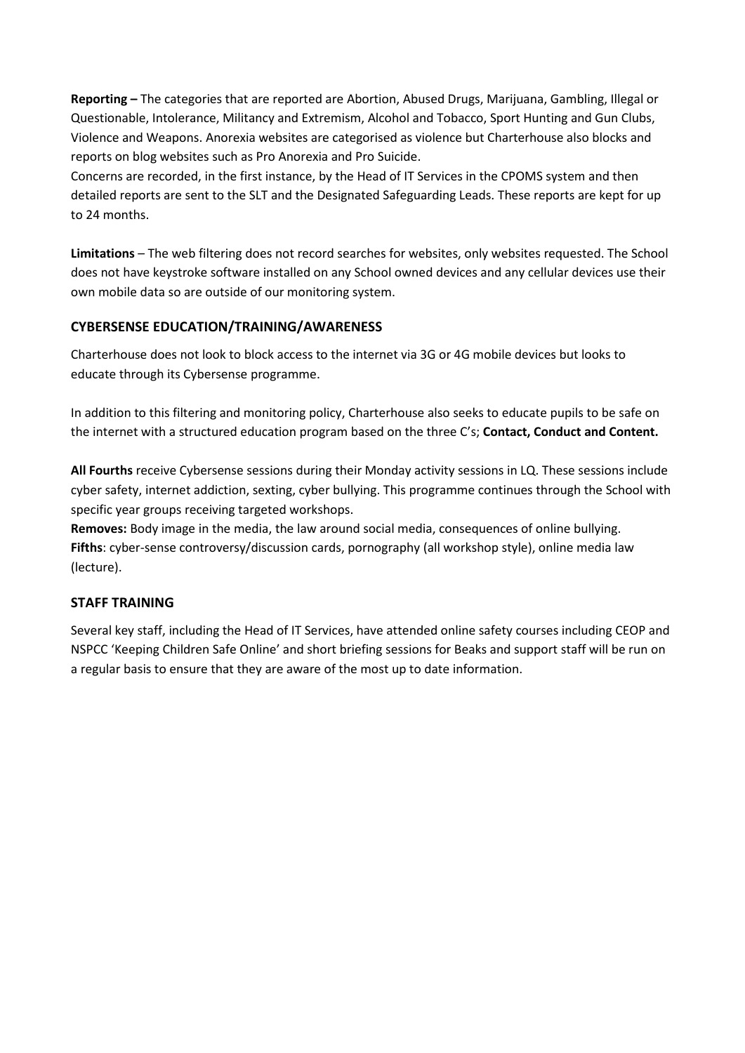**Reporting –** The categories that are reported are Abortion, Abused Drugs, Marijuana, Gambling, Illegal or Questionable, Intolerance, Militancy and Extremism, Alcohol and Tobacco, Sport Hunting and Gun Clubs, Violence and Weapons. Anorexia websites are categorised as violence but Charterhouse also blocks and reports on blog websites such as Pro Anorexia and Pro Suicide.
Concerns are recorded, in the first instance, by the Head of IT Services in the CPOMS system and then detailed reports are sent to the SLT and the Designated Safeguarding Leads. These reports are kept for up to 24 months.

**Limitations** – The web filtering does not record searches for websites, only websites requested. The School does not have keystroke software installed on any School owned devices and any cellular devices use their own mobile data so are outside of our monitoring system.

## CYBERSENSE EDUCATION/TRAINING/AWARENESS

Charterhouse does not look to block access to the internet via 3G or 4G mobile devices but looks to educate through its Cybersense programme.

In addition to this filtering and monitoring policy, Charterhouse also seeks to educate pupils to be safe on the internet with a structured education program based on the three C's; **Contact, Conduct and Content.**

**All Fourths** receive Cybersense sessions during their Monday activity sessions in LQ. These sessions include cyber safety, internet addiction, sexting, cyber bullying. This programme continues through the School with specific year groups receiving targeted workshops.
**Removes:** Body image in the media, the law around social media, consequences of online bullying.
**Fifths**: cyber-sense controversy/discussion cards, pornography (all workshop style), online media law (lecture).

## STAFF TRAINING

Several key staff, including the Head of IT Services, have attended online safety courses including CEOP and NSPCC 'Keeping Children Safe Online' and short briefing sessions for Beaks and support staff will be run on a regular basis to ensure that they are aware of the most up to date information.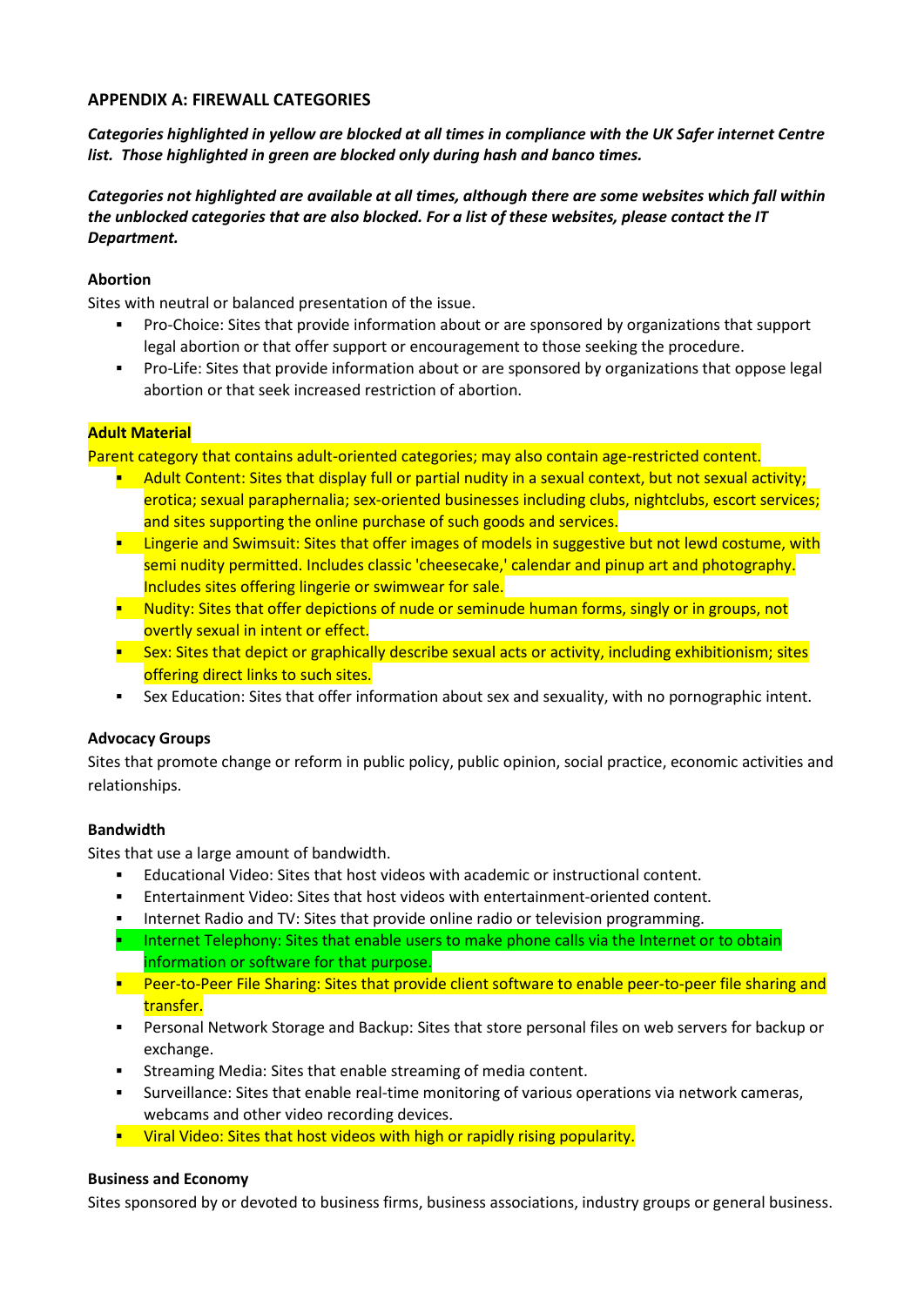### APPENDIX A: FIREWALL CATEGORIES

***Categories highlighted in yellow are blocked at all times in compliance with the UK Safer internet Centre list. Those highlighted in green are blocked only during hash and banco times.***

***Categories not highlighted are available at all times, although there are some websites which fall within the unblocked categories that are also blocked. For a list of these websites, please contact the IT Department.***

**Abortion**

Sites with neutral or balanced presentation of the issue.

- Pro-Choice: Sites that provide information about or are sponsored by organizations that support legal abortion or that offer support or encouragement to those seeking the procedure.
- Pro-Life: Sites that provide information about or are sponsored by organizations that oppose legal abortion or that seek increased restriction of abortion.

**Adult Material**

Parent category that contains adult-oriented categories; may also contain age-restricted content.

- Adult Content: Sites that display full or partial nudity in a sexual context, but not sexual activity; erotica; sexual paraphernalia; sex-oriented businesses including clubs, nightclubs, escort services; and sites supporting the online purchase of such goods and services.
- Lingerie and Swimsuit: Sites that offer images of models in suggestive but not lewd costume, with semi nudity permitted. Includes classic 'cheesecake,' calendar and pinup art and photography. Includes sites offering lingerie or swimwear for sale.
- Nudity: Sites that offer depictions of nude or seminude human forms, singly or in groups, not overtly sexual in intent or effect.
- Sex: Sites that depict or graphically describe sexual acts or activity, including exhibitionism; sites offering direct links to such sites.
- Sex Education: Sites that offer information about sex and sexuality, with no pornographic intent.

**Advocacy Groups**

Sites that promote change or reform in public policy, public opinion, social practice, economic activities and relationships.

**Bandwidth**

Sites that use a large amount of bandwidth.

- Educational Video: Sites that host videos with academic or instructional content.
- Entertainment Video: Sites that host videos with entertainment-oriented content.
- Internet Radio and TV: Sites that provide online radio or television programming.
- Internet Telephony: Sites that enable users to make phone calls via the Internet or to obtain information or software for that purpose.
- Peer-to-Peer File Sharing: Sites that provide client software to enable peer-to-peer file sharing and transfer.
- Personal Network Storage and Backup: Sites that store personal files on web servers for backup or exchange.
- Streaming Media: Sites that enable streaming of media content.
- Surveillance: Sites that enable real-time monitoring of various operations via network cameras, webcams and other video recording devices.
- Viral Video: Sites that host videos with high or rapidly rising popularity.

**Business and Economy**

Sites sponsored by or devoted to business firms, business associations, industry groups or general business.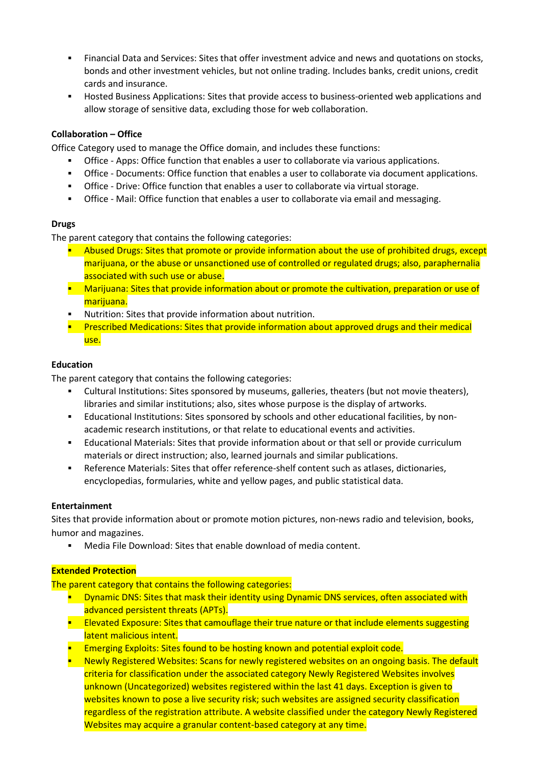- Financial Data and Services: Sites that offer investment advice and news and quotations on stocks, bonds and other investment vehicles, but not online trading. Includes banks, credit unions, credit cards and insurance.
- Hosted Business Applications: Sites that provide access to business-oriented web applications and allow storage of sensitive data, excluding those for web collaboration.

**Collaboration – Office**

Office Category used to manage the Office domain, and includes these functions:

- Office - Apps: Office function that enables a user to collaborate via various applications.
- Office - Documents: Office function that enables a user to collaborate via document applications.
- Office - Drive: Office function that enables a user to collaborate via virtual storage.
- Office - Mail: Office function that enables a user to collaborate via email and messaging.

**Drugs**

The parent category that contains the following categories:

- Abused Drugs: Sites that promote or provide information about the use of prohibited drugs, except marijuana, or the abuse or unsanctioned use of controlled or regulated drugs; also, paraphernalia associated with such use or abuse.
- Marijuana: Sites that provide information about or promote the cultivation, preparation or use of marijuana.
- Nutrition: Sites that provide information about nutrition.
- Prescribed Medications: Sites that provide information about approved drugs and their medical use.

**Education**

The parent category that contains the following categories:

- Cultural Institutions: Sites sponsored by museums, galleries, theaters (but not movie theaters), libraries and similar institutions; also, sites whose purpose is the display of artworks.
- Educational Institutions: Sites sponsored by schools and other educational facilities, by non-academic research institutions, or that relate to educational events and activities.
- Educational Materials: Sites that provide information about or that sell or provide curriculum materials or direct instruction; also, learned journals and similar publications.
- Reference Materials: Sites that offer reference-shelf content such as atlases, dictionaries, encyclopedias, formularies, white and yellow pages, and public statistical data.

**Entertainment**

Sites that provide information about or promote motion pictures, non-news radio and television, books, humor and magazines.

- Media File Download: Sites that enable download of media content.

**Extended Protection**

The parent category that contains the following categories:

- Dynamic DNS: Sites that mask their identity using Dynamic DNS services, often associated with advanced persistent threats (APTs).
- Elevated Exposure: Sites that camouflage their true nature or that include elements suggesting latent malicious intent.
- Emerging Exploits: Sites found to be hosting known and potential exploit code.
- Newly Registered Websites: Scans for newly registered websites on an ongoing basis. The default criteria for classification under the associated category Newly Registered Websites involves unknown (Uncategorized) websites registered within the last 41 days. Exception is given to websites known to pose a live security risk; such websites are assigned security classification regardless of the registration attribute. A website classified under the category Newly Registered Websites may acquire a granular content-based category at any time.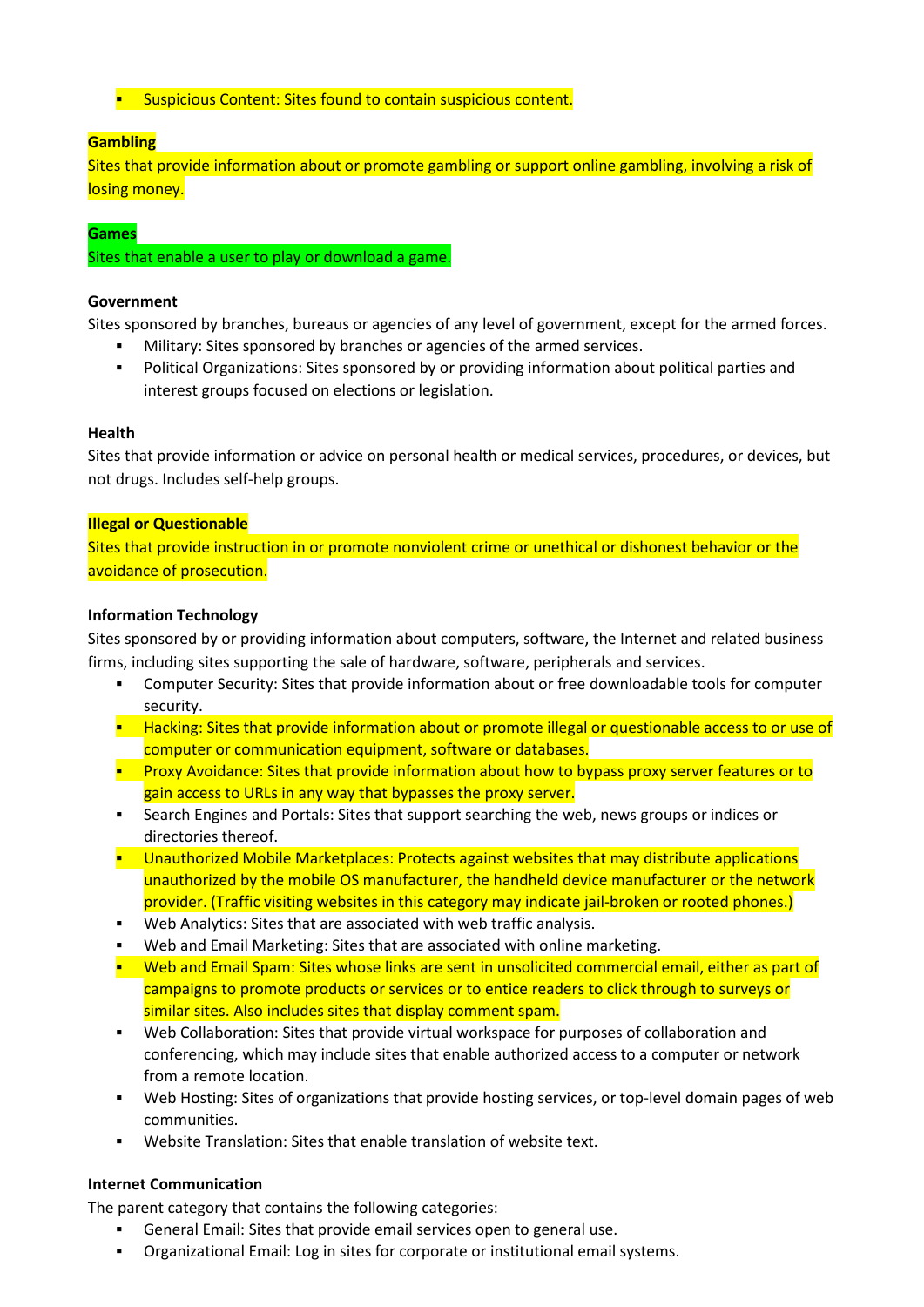- Suspicious Content: Sites found to contain suspicious content.

**Gambling**

Sites that provide information about or promote gambling or support online gambling, involving a risk of losing money.

**Games**

Sites that enable a user to play or download a game.

**Government**

Sites sponsored by branches, bureaus or agencies of any level of government, except for the armed forces.

- Military: Sites sponsored by branches or agencies of the armed services.
- Political Organizations: Sites sponsored by or providing information about political parties and interest groups focused on elections or legislation.

**Health**

Sites that provide information or advice on personal health or medical services, procedures, or devices, but not drugs. Includes self-help groups.

**Illegal or Questionable**

Sites that provide instruction in or promote nonviolent crime or unethical or dishonest behavior or the avoidance of prosecution.

**Information Technology**

Sites sponsored by or providing information about computers, software, the Internet and related business firms, including sites supporting the sale of hardware, software, peripherals and services.

- Computer Security: Sites that provide information about or free downloadable tools for computer security.
- Hacking: Sites that provide information about or promote illegal or questionable access to or use of computer or communication equipment, software or databases.
- Proxy Avoidance: Sites that provide information about how to bypass proxy server features or to gain access to URLs in any way that bypasses the proxy server.
- Search Engines and Portals: Sites that support searching the web, news groups or indices or directories thereof.
- Unauthorized Mobile Marketplaces: Protects against websites that may distribute applications unauthorized by the mobile OS manufacturer, the handheld device manufacturer or the network provider. (Traffic visiting websites in this category may indicate jail-broken or rooted phones.)
- Web Analytics: Sites that are associated with web traffic analysis.
- Web and Email Marketing: Sites that are associated with online marketing.
- Web and Email Spam: Sites whose links are sent in unsolicited commercial email, either as part of campaigns to promote products or services or to entice readers to click through to surveys or similar sites. Also includes sites that display comment spam.
- Web Collaboration: Sites that provide virtual workspace for purposes of collaboration and conferencing, which may include sites that enable authorized access to a computer or network from a remote location.
- Web Hosting: Sites of organizations that provide hosting services, or top-level domain pages of web communities.
- Website Translation: Sites that enable translation of website text.

**Internet Communication**

The parent category that contains the following categories:

- General Email: Sites that provide email services open to general use.
- Organizational Email: Log in sites for corporate or institutional email systems.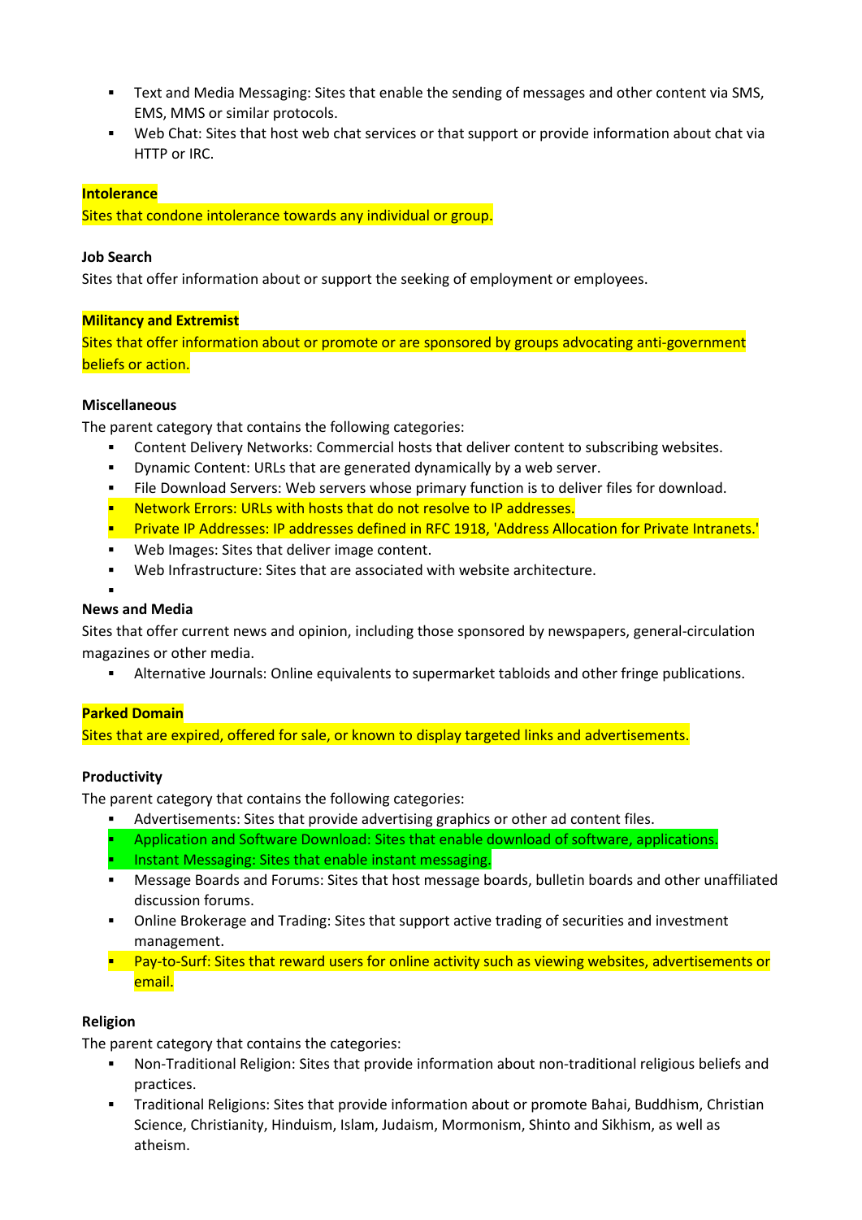- Text and Media Messaging: Sites that enable the sending of messages and other content via SMS, EMS, MMS or similar protocols.
- Web Chat: Sites that host web chat services or that support or provide information about chat via HTTP or IRC.

**Intolerance**
Sites that condone intolerance towards any individual or group.

**Job Search**
Sites that offer information about or support the seeking of employment or employees.

**Militancy and Extremist**
Sites that offer information about or promote or are sponsored by groups advocating anti-government beliefs or action.

**Miscellaneous**
The parent category that contains the following categories:

- Content Delivery Networks: Commercial hosts that deliver content to subscribing websites.
- Dynamic Content: URLs that are generated dynamically by a web server.
- File Download Servers: Web servers whose primary function is to deliver files for download.
- Network Errors: URLs with hosts that do not resolve to IP addresses.
- Private IP Addresses: IP addresses defined in RFC 1918, 'Address Allocation for Private Intranets.'
- Web Images: Sites that deliver image content.
- Web Infrastructure: Sites that are associated with website architecture.

**News and Media**
Sites that offer current news and opinion, including those sponsored by newspapers, general-circulation magazines or other media.

- Alternative Journals: Online equivalents to supermarket tabloids and other fringe publications.

**Parked Domain**
Sites that are expired, offered for sale, or known to display targeted links and advertisements.

**Productivity**
The parent category that contains the following categories:

- Advertisements: Sites that provide advertising graphics or other ad content files.
- Application and Software Download: Sites that enable download of software, applications.
- Instant Messaging: Sites that enable instant messaging.
- Message Boards and Forums: Sites that host message boards, bulletin boards and other unaffiliated discussion forums.
- Online Brokerage and Trading: Sites that support active trading of securities and investment management.
- Pay-to-Surf: Sites that reward users for online activity such as viewing websites, advertisements or email.

**Religion**
The parent category that contains the categories:

- Non-Traditional Religion: Sites that provide information about non-traditional religious beliefs and practices.
- Traditional Religions: Sites that provide information about or promote Bahai, Buddhism, Christian Science, Christianity, Hinduism, Islam, Judaism, Mormonism, Shinto and Sikhism, as well as atheism.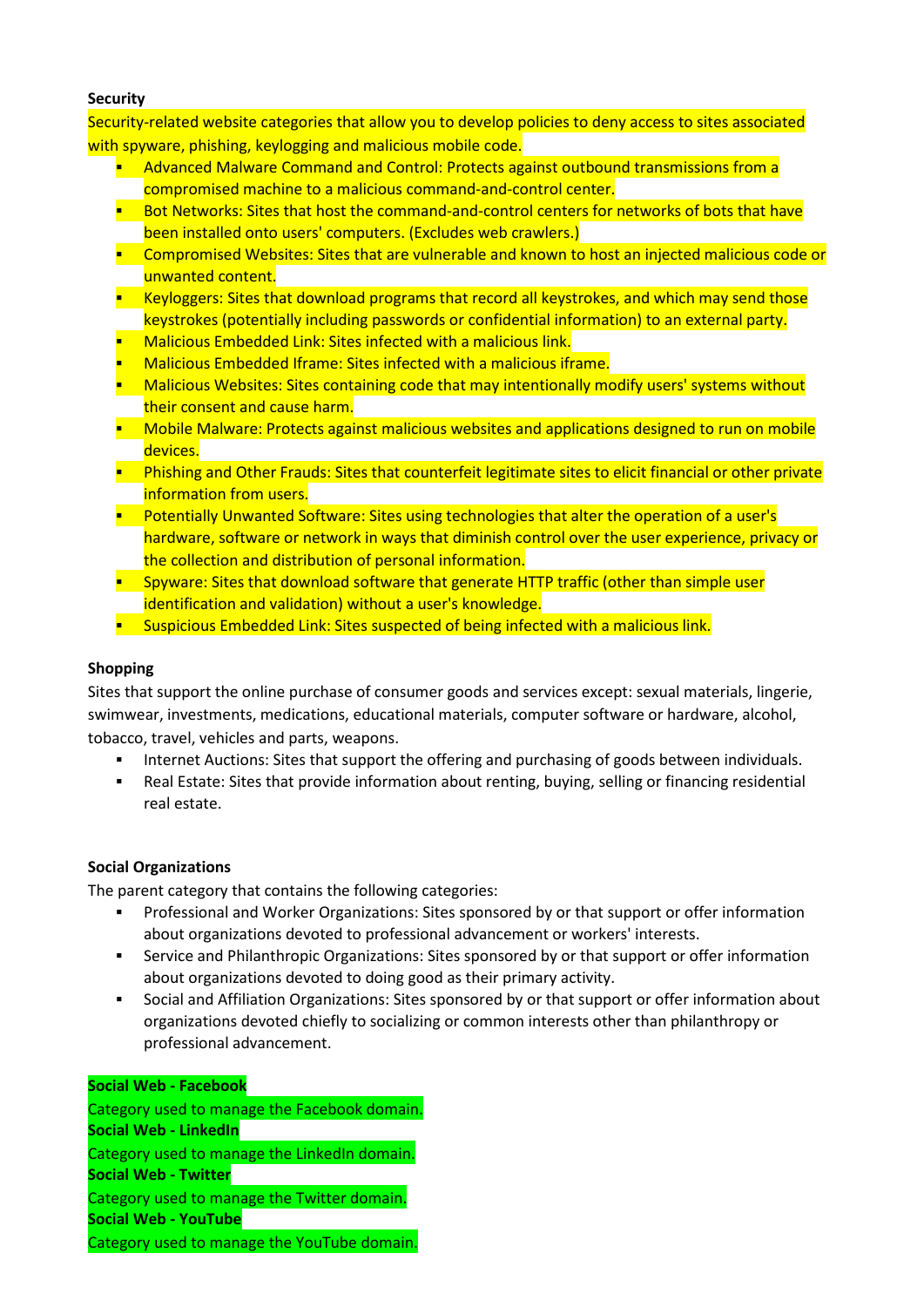**Security**

Security-related website categories that allow you to develop policies to deny access to sites associated with spyware, phishing, keylogging and malicious mobile code.

- Advanced Malware Command and Control: Protects against outbound transmissions from a compromised machine to a malicious command-and-control center.
- Bot Networks: Sites that host the command-and-control centers for networks of bots that have been installed onto users' computers. (Excludes web crawlers.)
- Compromised Websites: Sites that are vulnerable and known to host an injected malicious code or unwanted content.
- Keyloggers: Sites that download programs that record all keystrokes, and which may send those keystrokes (potentially including passwords or confidential information) to an external party.
- Malicious Embedded Link: Sites infected with a malicious link.
- Malicious Embedded Iframe: Sites infected with a malicious iframe.
- Malicious Websites: Sites containing code that may intentionally modify users' systems without their consent and cause harm.
- Mobile Malware: Protects against malicious websites and applications designed to run on mobile devices.
- Phishing and Other Frauds: Sites that counterfeit legitimate sites to elicit financial or other private information from users.
- Potentially Unwanted Software: Sites using technologies that alter the operation of a user's hardware, software or network in ways that diminish control over the user experience, privacy or the collection and distribution of personal information.
- Spyware: Sites that download software that generate HTTP traffic (other than simple user identification and validation) without a user's knowledge.
- Suspicious Embedded Link: Sites suspected of being infected with a malicious link.

**Shopping**

Sites that support the online purchase of consumer goods and services except: sexual materials, lingerie, swimwear, investments, medications, educational materials, computer software or hardware, alcohol, tobacco, travel, vehicles and parts, weapons.

- Internet Auctions: Sites that support the offering and purchasing of goods between individuals.
- Real Estate: Sites that provide information about renting, buying, selling or financing residential real estate.

**Social Organizations**

The parent category that contains the following categories:

- Professional and Worker Organizations: Sites sponsored by or that support or offer information about organizations devoted to professional advancement or workers' interests.
- Service and Philanthropic Organizations: Sites sponsored by or that support or offer information about organizations devoted to doing good as their primary activity.
- Social and Affiliation Organizations: Sites sponsored by or that support or offer information about organizations devoted chiefly to socializing or common interests other than philanthropy or professional advancement.

**Social Web - Facebook**

Category used to manage the Facebook domain.

**Social Web - LinkedIn**

Category used to manage the LinkedIn domain.

**Social Web - Twitter**

Category used to manage the Twitter domain.

**Social Web - YouTube**

Category used to manage the YouTube domain.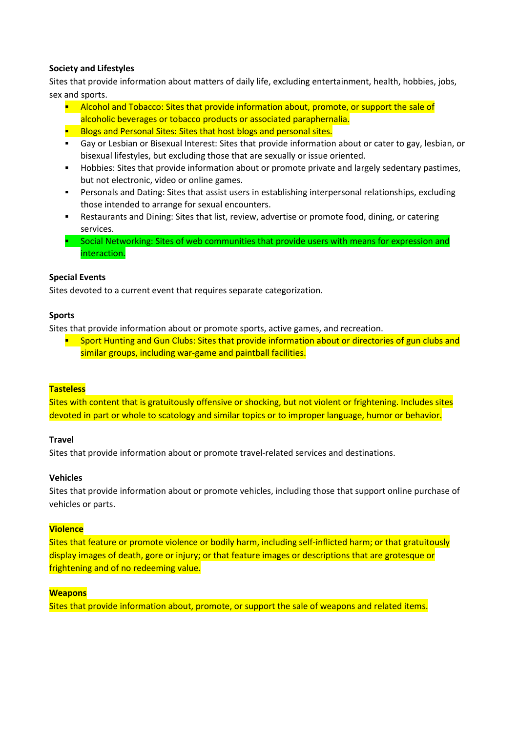**Society and Lifestyles**

Sites that provide information about matters of daily life, excluding entertainment, health, hobbies, jobs, sex and sports.

- Alcohol and Tobacco: Sites that provide information about, promote, or support the sale of alcoholic beverages or tobacco products or associated paraphernalia.
- Blogs and Personal Sites: Sites that host blogs and personal sites.
- Gay or Lesbian or Bisexual Interest: Sites that provide information about or cater to gay, lesbian, or bisexual lifestyles, but excluding those that are sexually or issue oriented.
- Hobbies: Sites that provide information about or promote private and largely sedentary pastimes, but not electronic, video or online games.
- Personals and Dating: Sites that assist users in establishing interpersonal relationships, excluding those intended to arrange for sexual encounters.
- Restaurants and Dining: Sites that list, review, advertise or promote food, dining, or catering services.
- Social Networking: Sites of web communities that provide users with means for expression and interaction.

**Special Events**

Sites devoted to a current event that requires separate categorization.

**Sports**

Sites that provide information about or promote sports, active games, and recreation.

- Sport Hunting and Gun Clubs: Sites that provide information about or directories of gun clubs and similar groups, including war-game and paintball facilities.

**Tasteless**

Sites with content that is gratuitously offensive or shocking, but not violent or frightening. Includes sites devoted in part or whole to scatology and similar topics or to improper language, humor or behavior.

**Travel**

Sites that provide information about or promote travel-related services and destinations.

**Vehicles**

Sites that provide information about or promote vehicles, including those that support online purchase of vehicles or parts.

**Violence**

Sites that feature or promote violence or bodily harm, including self-inflicted harm; or that gratuitously display images of death, gore or injury; or that feature images or descriptions that are grotesque or frightening and of no redeeming value.

**Weapons**

Sites that provide information about, promote, or support the sale of weapons and related items.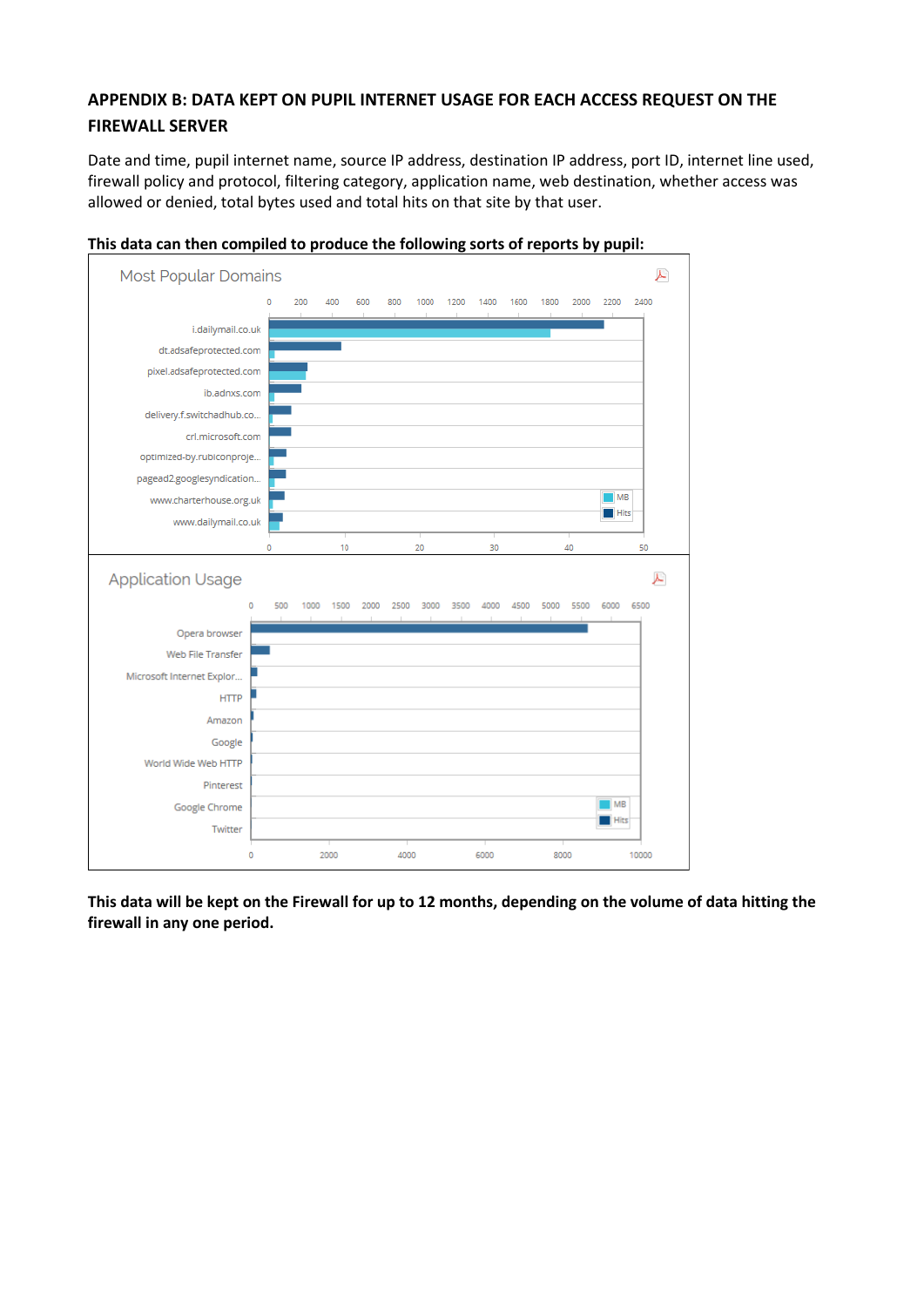**APPENDIX B: DATA KEPT ON PUPIL INTERNET USAGE FOR EACH ACCESS REQUEST ON THE FIREWALL SERVER**

Date and time, pupil internet name, source IP address, destination IP address, port ID, internet line used, firewall policy and protocol, filtering category, application name, web destination, whether access was allowed or denied, total bytes used and total hits on that site by that user.

**This data can then compiled to produce the following sorts of reports by pupil:**

Most Popular Domains

0 200 400 600 800 1000 1200 1400 1600 1800 2000 2200 2400

i.dailymail.co.uk
dt.adsafeprotected.com
pixel.adsafeprotected.com
ib.adnxs.com
delivery.f.switchadhub.co...
crl.microsoft.com
optimized-by.rubiconproje...
pagead2.googlesyndication...
www.charterhouse.org.uk
www.dailymail.co.uk

MB
Hits

0 10 20 30 40 50

Application Usage

0 500 1000 1500 2000 2500 3000 3500 4000 4500 5000 5500 6000 6500

Opera browser
Web File Transfer
Microsoft Internet Explor...
HTTP
Amazon
Google
World Wide Web HTTP
Pinterest
Google Chrome
Twitter

MB
Hits

0 2000 4000 6000 8000 10000

**This data will be kept on the Firewall for up to 12 months, depending on the volume of data hitting the firewall in any one period.**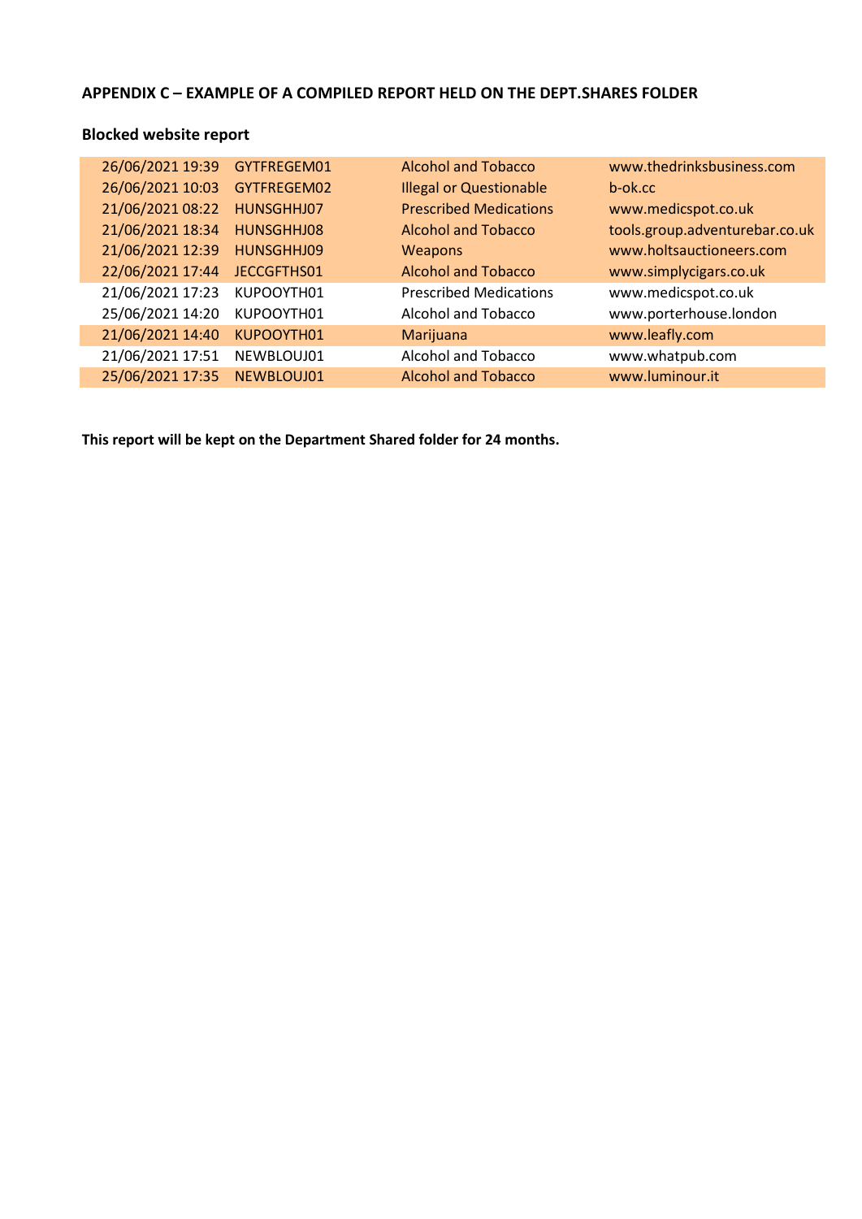**APPENDIX C – EXAMPLE OF A COMPILED REPORT HELD ON THE DEPT.SHARES FOLDER**

**Blocked website report**

| | | | |
|---|---|---|---|
| 26/06/2021 19:39 | GYTFREGEM01 | Alcohol and Tobacco | www.thedrinksbusiness.com |
| 26/06/2021 10:03 | GYTFREGEM02 | Illegal or Questionable | b-ok.cc |
| 21/06/2021 08:22 | HUNSGHHJ07 | Prescribed Medications | www.medicspot.co.uk |
| 21/06/2021 18:34 | HUNSGHHJ08 | Alcohol and Tobacco | tools.group.adventurebar.co.uk |
| 21/06/2021 12:39 | HUNSGHHJ09 | Weapons | www.holtsauctioneers.com |
| 22/06/2021 17:44 | JECCGFTHS01 | Alcohol and Tobacco | www.simplycigars.co.uk |
| 21/06/2021 17:23 | KUPOOYTH01 | Prescribed Medications | www.medicspot.co.uk |
| 25/06/2021 14:20 | KUPOOYTH01 | Alcohol and Tobacco | www.porterhouse.london |
| 21/06/2021 14:40 | KUPOOYTH01 | Marijuana | www.leafly.com |
| 21/06/2021 17:51 | NEWBLOUJ01 | Alcohol and Tobacco | www.whatpub.com |
| 25/06/2021 17:35 | NEWBLOUJ01 | Alcohol and Tobacco | www.luminour.it |

**This report will be kept on the Department Shared folder for 24 months.**